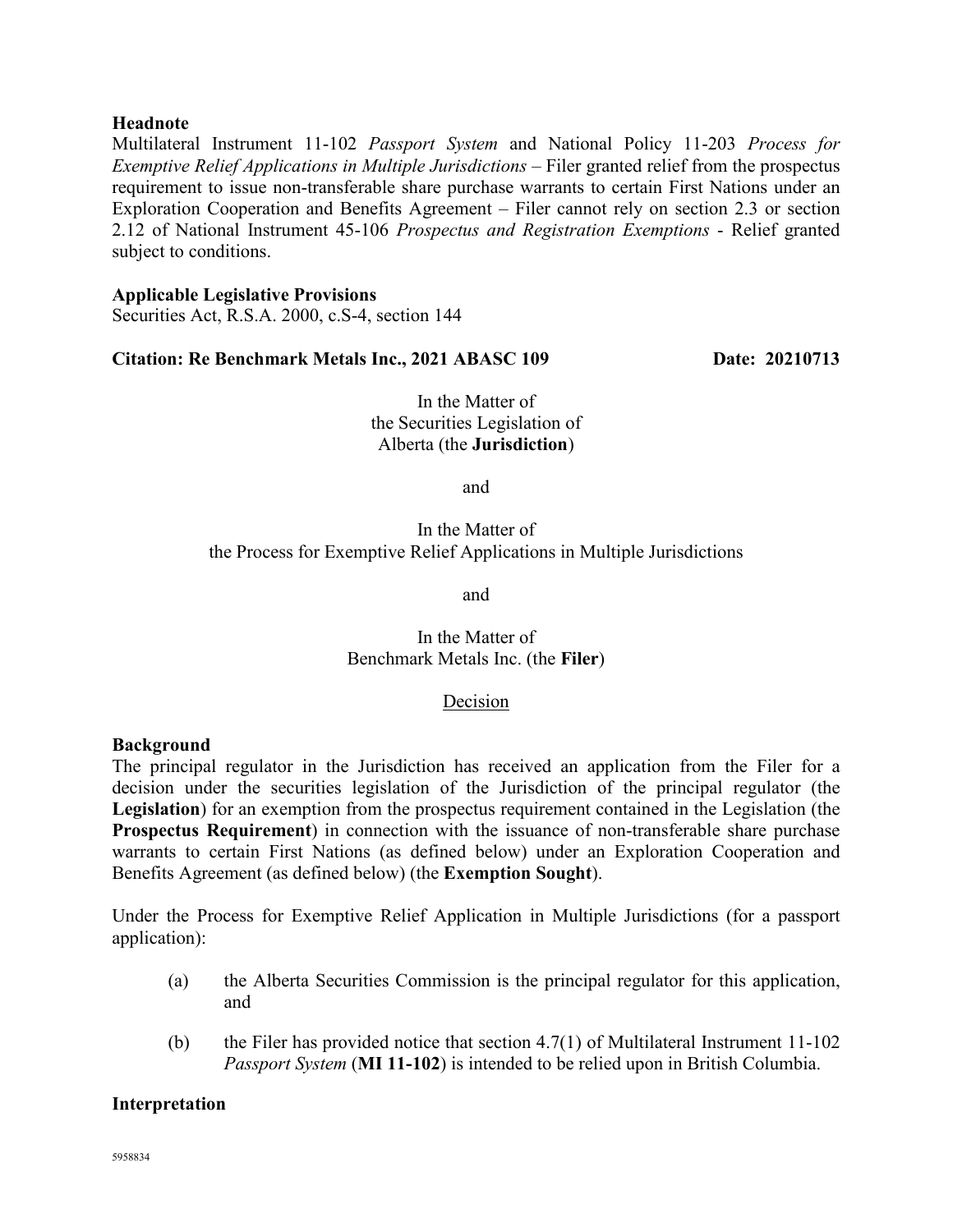**Headnote**

Multilateral Instrument 11-102 *Passport System* and National Policy 11-203 *Process for Exemptive Relief Applications in Multiple Jurisdictions* – Filer granted relief from the prospectus requirement to issue non-transferable share purchase warrants to certain First Nations under an Exploration Cooperation and Benefits Agreement – Filer cannot rely on section 2.3 or section 2.12 of National Instrument 45-106 *Prospectus and Registration Exemptions* - Relief granted subject to conditions.

**Applicable Legislative Provisions**

Securities Act, R.S.A. 2000, c.S-4, section 144

**Citation: Re Benchmark Metals Inc., 2021 ABASC 109** **Date: 20210713**

In the Matter of
the Securities Legislation of
Alberta (the **Jurisdiction**)

and

In the Matter of
the Process for Exemptive Relief Applications in Multiple Jurisdictions

and

In the Matter of
Benchmark Metals Inc. (the **Filer**)

Decision

**Background**

The principal regulator in the Jurisdiction has received an application from the Filer for a decision under the securities legislation of the Jurisdiction of the principal regulator (the **Legislation**) for an exemption from the prospectus requirement contained in the Legislation (the **Prospectus Requirement**) in connection with the issuance of non-transferable share purchase warrants to certain First Nations (as defined below) under an Exploration Cooperation and Benefits Agreement (as defined below) (the **Exemption Sought**).

Under the Process for Exemptive Relief Application in Multiple Jurisdictions (for a passport application):

(a) the Alberta Securities Commission is the principal regulator for this application, and

(b) the Filer has provided notice that section 4.7(1) of Multilateral Instrument 11-102 *Passport System* (**MI 11-102**) is intended to be relied upon in British Columbia.

**Interpretation**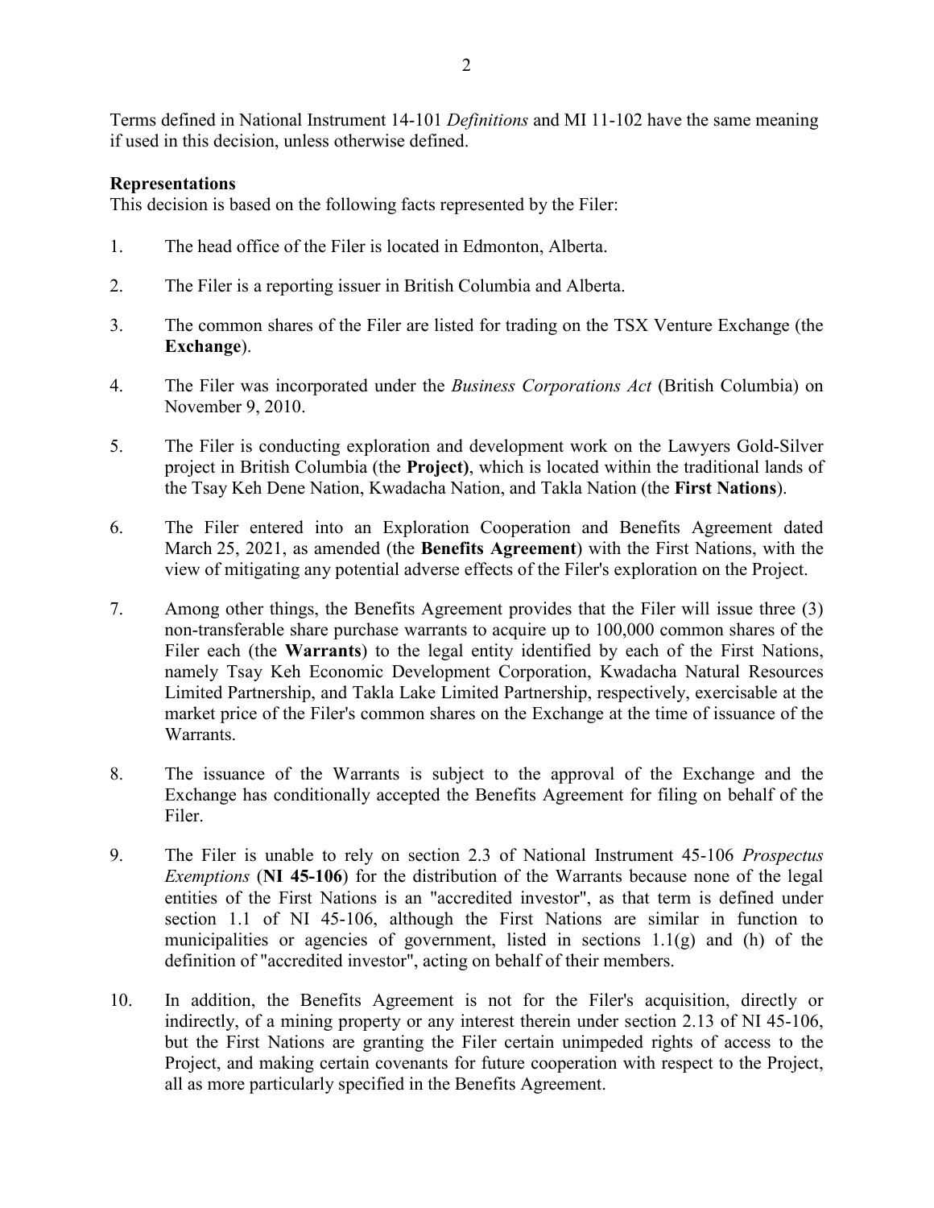Terms defined in National Instrument 14-101 *Definitions* and MI 11-102 have the same meaning if used in this decision, unless otherwise defined.

**Representations**

This decision is based on the following facts represented by the Filer:

1. The head office of the Filer is located in Edmonton, Alberta.

2. The Filer is a reporting issuer in British Columbia and Alberta.

3. The common shares of the Filer are listed for trading on the TSX Venture Exchange (the **Exchange**).

4. The Filer was incorporated under the *Business Corporations Act* (British Columbia) on November 9, 2010.

5. The Filer is conducting exploration and development work on the Lawyers Gold-Silver project in British Columbia (the **Project)**, which is located within the traditional lands of the Tsay Keh Dene Nation, Kwadacha Nation, and Takla Nation (the **First Nations**).

6. The Filer entered into an Exploration Cooperation and Benefits Agreement dated March 25, 2021, as amended (the **Benefits Agreement**) with the First Nations, with the view of mitigating any potential adverse effects of the Filer's exploration on the Project.

7. Among other things, the Benefits Agreement provides that the Filer will issue three (3) non-transferable share purchase warrants to acquire up to 100,000 common shares of the Filer each (the **Warrants**) to the legal entity identified by each of the First Nations, namely Tsay Keh Economic Development Corporation, Kwadacha Natural Resources Limited Partnership, and Takla Lake Limited Partnership, respectively, exercisable at the market price of the Filer's common shares on the Exchange at the time of issuance of the Warrants.

8. The issuance of the Warrants is subject to the approval of the Exchange and the Exchange has conditionally accepted the Benefits Agreement for filing on behalf of the Filer.

9. The Filer is unable to rely on section 2.3 of National Instrument 45-106 *Prospectus Exemptions* (**NI 45-106**) for the distribution of the Warrants because none of the legal entities of the First Nations is an "accredited investor", as that term is defined under section 1.1 of NI 45-106, although the First Nations are similar in function to municipalities or agencies of government, listed in sections 1.1(g) and (h) of the definition of "accredited investor", acting on behalf of their members.

10. In addition, the Benefits Agreement is not for the Filer's acquisition, directly or indirectly, of a mining property or any interest therein under section 2.13 of NI 45-106, but the First Nations are granting the Filer certain unimpeded rights of access to the Project, and making certain covenants for future cooperation with respect to the Project, all as more particularly specified in the Benefits Agreement.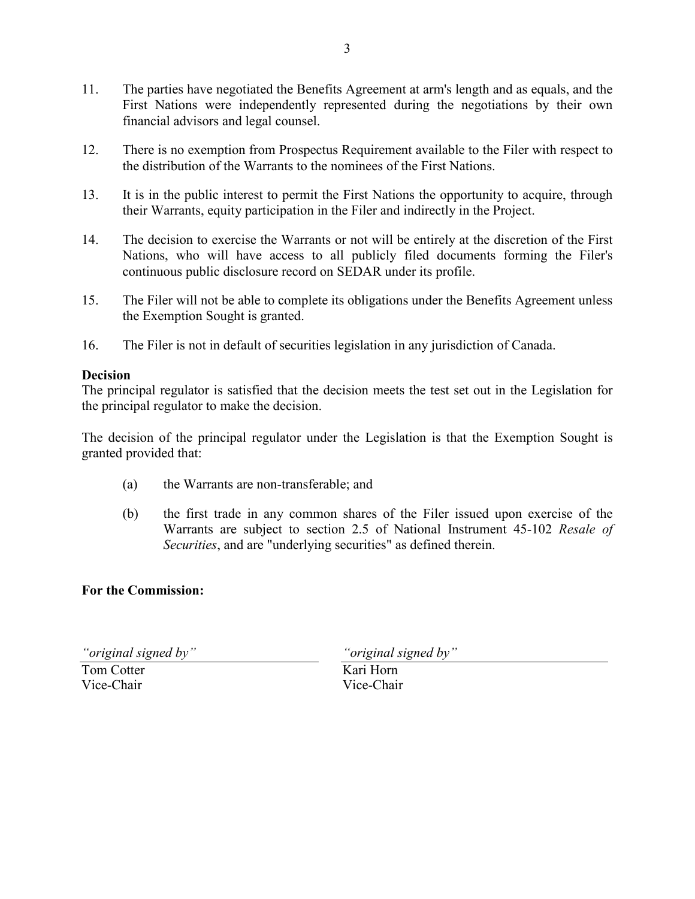11. The parties have negotiated the Benefits Agreement at arm's length and as equals, and the First Nations were independently represented during the negotiations by their own financial advisors and legal counsel.

12. There is no exemption from Prospectus Requirement available to the Filer with respect to the distribution of the Warrants to the nominees of the First Nations.

13. It is in the public interest to permit the First Nations the opportunity to acquire, through their Warrants, equity participation in the Filer and indirectly in the Project.

14. The decision to exercise the Warrants or not will be entirely at the discretion of the First Nations, who will have access to all publicly filed documents forming the Filer's continuous public disclosure record on SEDAR under its profile.

15. The Filer will not be able to complete its obligations under the Benefits Agreement unless the Exemption Sought is granted.

16. The Filer is not in default of securities legislation in any jurisdiction of Canada.

**Decision**

The principal regulator is satisfied that the decision meets the test set out in the Legislation for the principal regulator to make the decision.

The decision of the principal regulator under the Legislation is that the Exemption Sought is granted provided that:

(a) the Warrants are non-transferable; and

(b) the first trade in any common shares of the Filer issued upon exercise of the Warrants are subject to section 2.5 of National Instrument 45-102 *Resale of Securities*, and are "underlying securities" as defined therein.

**For the Commission:**

| | |
|---|---|
| *"original signed by"* | *"original signed by"* |
| Tom Cotter | Kari Horn |
| Vice-Chair | Vice-Chair |